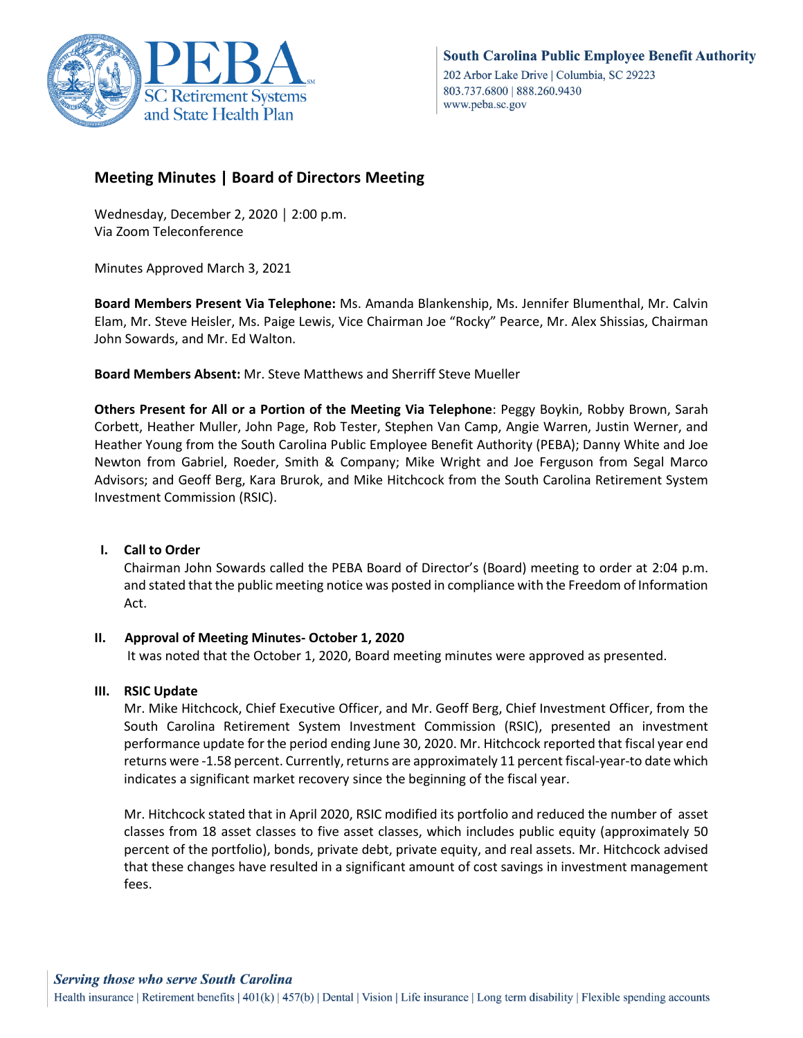South Carolina Public Employee Benefit Authority
202 Arbor Lake Drive | Columbia, SC 29223
803.737.6800 | 888.260.9430
www.peba.sc.gov

## Meeting Minutes | Board of Directors Meeting

Wednesday, December 2, 2020 | 2:00 p.m.
Via Zoom Teleconference

Minutes Approved March 3, 2021

**Board Members Present Via Telephone:** Ms. Amanda Blankenship, Ms. Jennifer Blumenthal, Mr. Calvin Elam, Mr. Steve Heisler, Ms. Paige Lewis, Vice Chairman Joe "Rocky" Pearce, Mr. Alex Shissias, Chairman John Sowards, and Mr. Ed Walton.

**Board Members Absent:** Mr. Steve Matthews and Sherriff Steve Mueller

**Others Present for All or a Portion of the Meeting Via Telephone**: Peggy Boykin, Robby Brown, Sarah Corbett, Heather Muller, John Page, Rob Tester, Stephen Van Camp, Angie Warren, Justin Werner, and Heather Young from the South Carolina Public Employee Benefit Authority (PEBA); Danny White and Joe Newton from Gabriel, Roeder, Smith & Company; Mike Wright and Joe Ferguson from Segal Marco Advisors; and Geoff Berg, Kara Brurok, and Mike Hitchcock from the South Carolina Retirement System Investment Commission (RSIC).

### I. Call to Order

Chairman John Sowards called the PEBA Board of Director's (Board) meeting to order at 2:04 p.m. and stated that the public meeting notice was posted in compliance with the Freedom of Information Act.

### II. Approval of Meeting Minutes- October 1, 2020

It was noted that the October 1, 2020, Board meeting minutes were approved as presented.

### III. RSIC Update

Mr. Mike Hitchcock, Chief Executive Officer, and Mr. Geoff Berg, Chief Investment Officer, from the South Carolina Retirement System Investment Commission (RSIC), presented an investment performance update for the period ending June 30, 2020. Mr. Hitchcock reported that fiscal year end returns were -1.58 percent. Currently, returns are approximately 11 percent fiscal-year-to date which indicates a significant market recovery since the beginning of the fiscal year.

Mr. Hitchcock stated that in April 2020, RSIC modified its portfolio and reduced the number of asset classes from 18 asset classes to five asset classes, which includes public equity (approximately 50 percent of the portfolio), bonds, private debt, private equity, and real assets. Mr. Hitchcock advised that these changes have resulted in a significant amount of cost savings in investment management fees.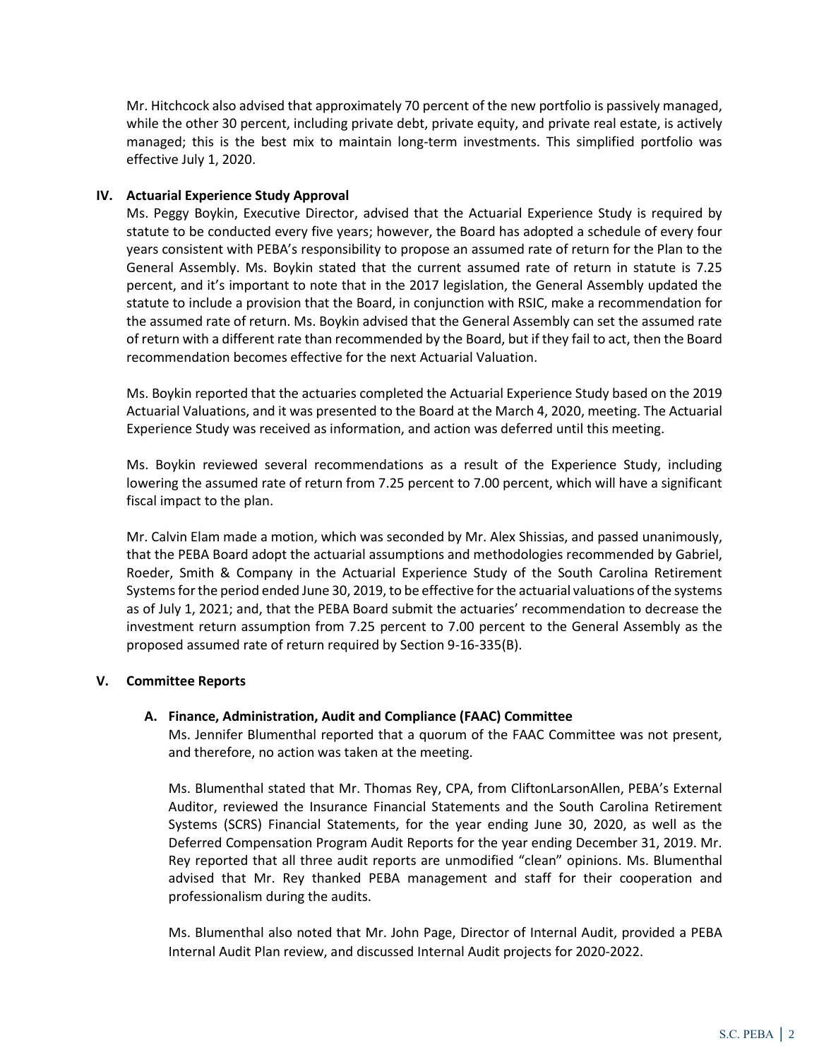Mr. Hitchcock also advised that approximately 70 percent of the new portfolio is passively managed, while the other 30 percent, including private debt, private equity, and private real estate, is actively managed; this is the best mix to maintain long-term investments. This simplified portfolio was effective July 1, 2020.

## IV. Actuarial Experience Study Approval

Ms. Peggy Boykin, Executive Director, advised that the Actuarial Experience Study is required by statute to be conducted every five years; however, the Board has adopted a schedule of every four years consistent with PEBA's responsibility to propose an assumed rate of return for the Plan to the General Assembly. Ms. Boykin stated that the current assumed rate of return in statute is 7.25 percent, and it's important to note that in the 2017 legislation, the General Assembly updated the statute to include a provision that the Board, in conjunction with RSIC, make a recommendation for the assumed rate of return. Ms. Boykin advised that the General Assembly can set the assumed rate of return with a different rate than recommended by the Board, but if they fail to act, then the Board recommendation becomes effective for the next Actuarial Valuation.

Ms. Boykin reported that the actuaries completed the Actuarial Experience Study based on the 2019 Actuarial Valuations, and it was presented to the Board at the March 4, 2020, meeting. The Actuarial Experience Study was received as information, and action was deferred until this meeting.

Ms. Boykin reviewed several recommendations as a result of the Experience Study, including lowering the assumed rate of return from 7.25 percent to 7.00 percent, which will have a significant fiscal impact to the plan.

Mr. Calvin Elam made a motion, which was seconded by Mr. Alex Shissias, and passed unanimously, that the PEBA Board adopt the actuarial assumptions and methodologies recommended by Gabriel, Roeder, Smith & Company in the Actuarial Experience Study of the South Carolina Retirement Systems for the period ended June 30, 2019, to be effective for the actuarial valuations of the systems as of July 1, 2021; and, that the PEBA Board submit the actuaries' recommendation to decrease the investment return assumption from 7.25 percent to 7.00 percent to the General Assembly as the proposed assumed rate of return required by Section 9-16-335(B).

## V. Committee Reports

### A. Finance, Administration, Audit and Compliance (FAAC) Committee

Ms. Jennifer Blumenthal reported that a quorum of the FAAC Committee was not present, and therefore, no action was taken at the meeting.

Ms. Blumenthal stated that Mr. Thomas Rey, CPA, from CliftonLarsonAllen, PEBA's External Auditor, reviewed the Insurance Financial Statements and the South Carolina Retirement Systems (SCRS) Financial Statements, for the year ending June 30, 2020, as well as the Deferred Compensation Program Audit Reports for the year ending December 31, 2019. Mr. Rey reported that all three audit reports are unmodified "clean" opinions. Ms. Blumenthal advised that Mr. Rey thanked PEBA management and staff for their cooperation and professionalism during the audits.

Ms. Blumenthal also noted that Mr. John Page, Director of Internal Audit, provided a PEBA Internal Audit Plan review, and discussed Internal Audit projects for 2020-2022.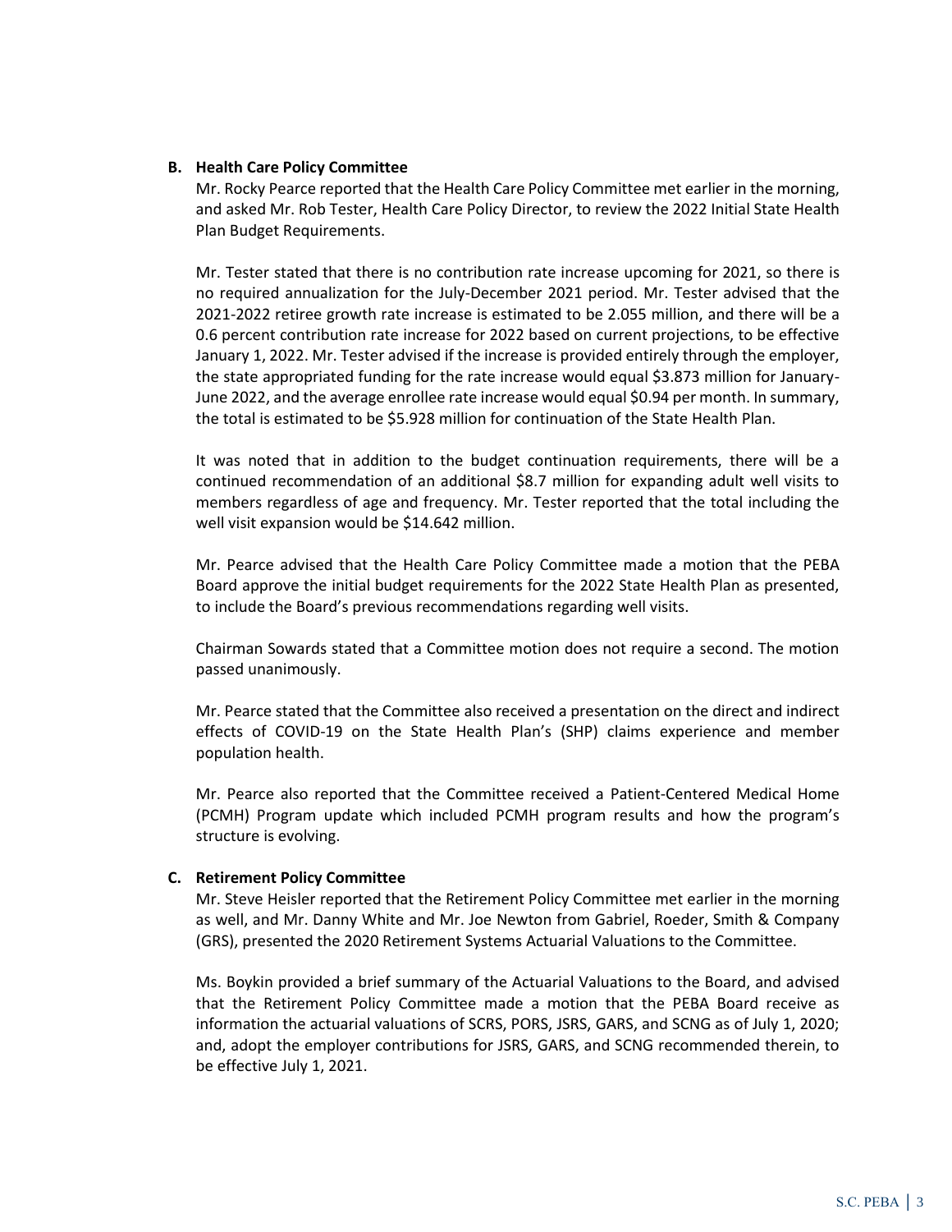**B. Health Care Policy Committee**

Mr. Rocky Pearce reported that the Health Care Policy Committee met earlier in the morning, and asked Mr. Rob Tester, Health Care Policy Director, to review the 2022 Initial State Health Plan Budget Requirements.

Mr. Tester stated that there is no contribution rate increase upcoming for 2021, so there is no required annualization for the July-December 2021 period. Mr. Tester advised that the 2021-2022 retiree growth rate increase is estimated to be 2.055 million, and there will be a 0.6 percent contribution rate increase for 2022 based on current projections, to be effective January 1, 2022. Mr. Tester advised if the increase is provided entirely through the employer, the state appropriated funding for the rate increase would equal $3.873 million for January-June 2022, and the average enrollee rate increase would equal $0.94 per month. In summary, the total is estimated to be $5.928 million for continuation of the State Health Plan.

It was noted that in addition to the budget continuation requirements, there will be a continued recommendation of an additional $8.7 million for expanding adult well visits to members regardless of age and frequency. Mr. Tester reported that the total including the well visit expansion would be $14.642 million.

Mr. Pearce advised that the Health Care Policy Committee made a motion that the PEBA Board approve the initial budget requirements for the 2022 State Health Plan as presented, to include the Board's previous recommendations regarding well visits.

Chairman Sowards stated that a Committee motion does not require a second. The motion passed unanimously.

Mr. Pearce stated that the Committee also received a presentation on the direct and indirect effects of COVID-19 on the State Health Plan's (SHP) claims experience and member population health.

Mr. Pearce also reported that the Committee received a Patient-Centered Medical Home (PCMH) Program update which included PCMH program results and how the program's structure is evolving.

**C. Retirement Policy Committee**

Mr. Steve Heisler reported that the Retirement Policy Committee met earlier in the morning as well, and Mr. Danny White and Mr. Joe Newton from Gabriel, Roeder, Smith & Company (GRS), presented the 2020 Retirement Systems Actuarial Valuations to the Committee.

Ms. Boykin provided a brief summary of the Actuarial Valuations to the Board, and advised that the Retirement Policy Committee made a motion that the PEBA Board receive as information the actuarial valuations of SCRS, PORS, JSRS, GARS, and SCNG as of July 1, 2020; and, adopt the employer contributions for JSRS, GARS, and SCNG recommended therein, to be effective July 1, 2021.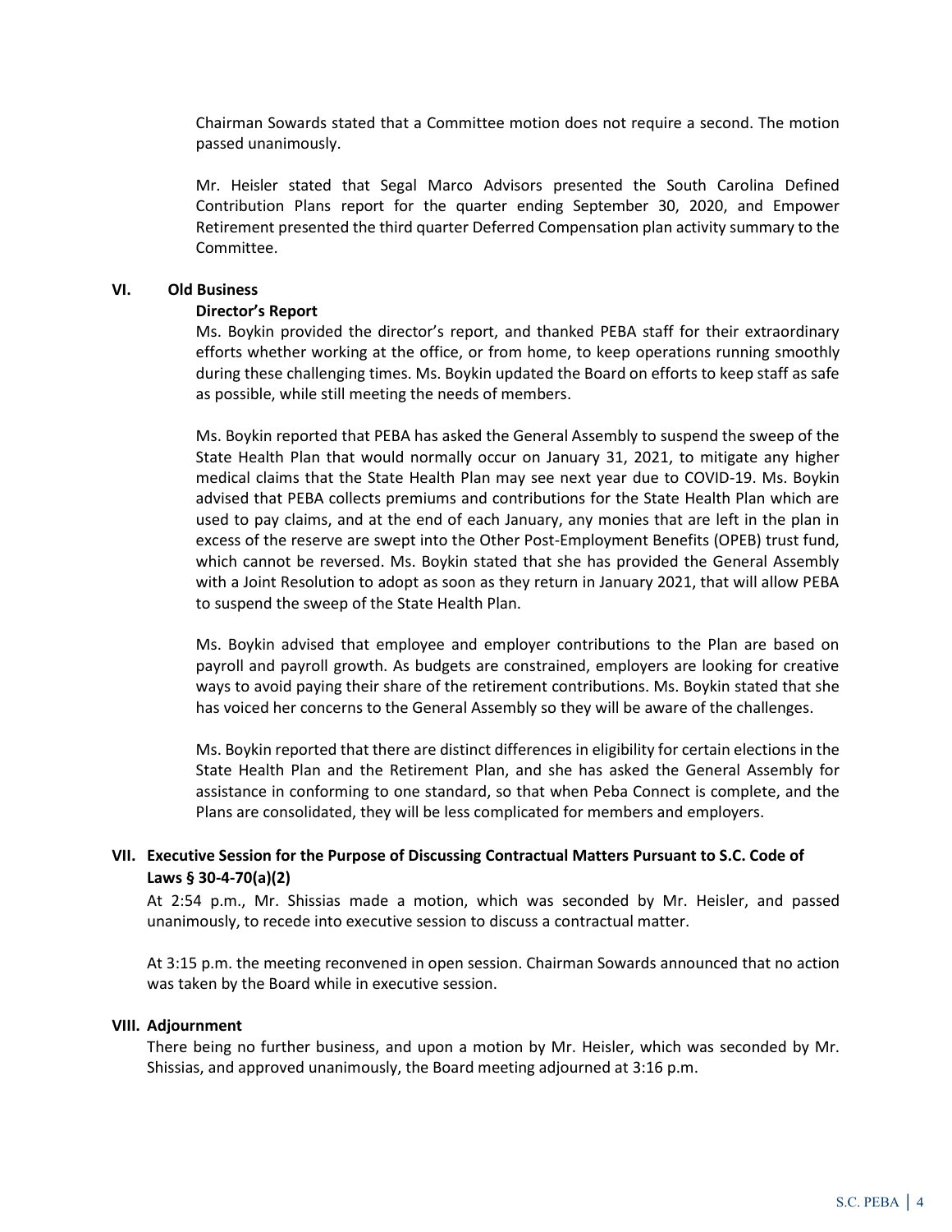Chairman Sowards stated that a Committee motion does not require a second. The motion passed unanimously.

Mr. Heisler stated that Segal Marco Advisors presented the South Carolina Defined Contribution Plans report for the quarter ending September 30, 2020, and Empower Retirement presented the third quarter Deferred Compensation plan activity summary to the Committee.

## VI. Old Business

### Director's Report

Ms. Boykin provided the director's report, and thanked PEBA staff for their extraordinary efforts whether working at the office, or from home, to keep operations running smoothly during these challenging times. Ms. Boykin updated the Board on efforts to keep staff as safe as possible, while still meeting the needs of members.

Ms. Boykin reported that PEBA has asked the General Assembly to suspend the sweep of the State Health Plan that would normally occur on January 31, 2021, to mitigate any higher medical claims that the State Health Plan may see next year due to COVID-19. Ms. Boykin advised that PEBA collects premiums and contributions for the State Health Plan which are used to pay claims, and at the end of each January, any monies that are left in the plan in excess of the reserve are swept into the Other Post-Employment Benefits (OPEB) trust fund, which cannot be reversed. Ms. Boykin stated that she has provided the General Assembly with a Joint Resolution to adopt as soon as they return in January 2021, that will allow PEBA to suspend the sweep of the State Health Plan.

Ms. Boykin advised that employee and employer contributions to the Plan are based on payroll and payroll growth. As budgets are constrained, employers are looking for creative ways to avoid paying their share of the retirement contributions. Ms. Boykin stated that she has voiced her concerns to the General Assembly so they will be aware of the challenges.

Ms. Boykin reported that there are distinct differences in eligibility for certain elections in the State Health Plan and the Retirement Plan, and she has asked the General Assembly for assistance in conforming to one standard, so that when Peba Connect is complete, and the Plans are consolidated, they will be less complicated for members and employers.

## VII. Executive Session for the Purpose of Discussing Contractual Matters Pursuant to S.C. Code of Laws § 30-4-70(a)(2)

At 2:54 p.m., Mr. Shissias made a motion, which was seconded by Mr. Heisler, and passed unanimously, to recede into executive session to discuss a contractual matter.

At 3:15 p.m. the meeting reconvened in open session. Chairman Sowards announced that no action was taken by the Board while in executive session.

## VIII. Adjournment

There being no further business, and upon a motion by Mr. Heisler, which was seconded by Mr. Shissias, and approved unanimously, the Board meeting adjourned at 3:16 p.m.